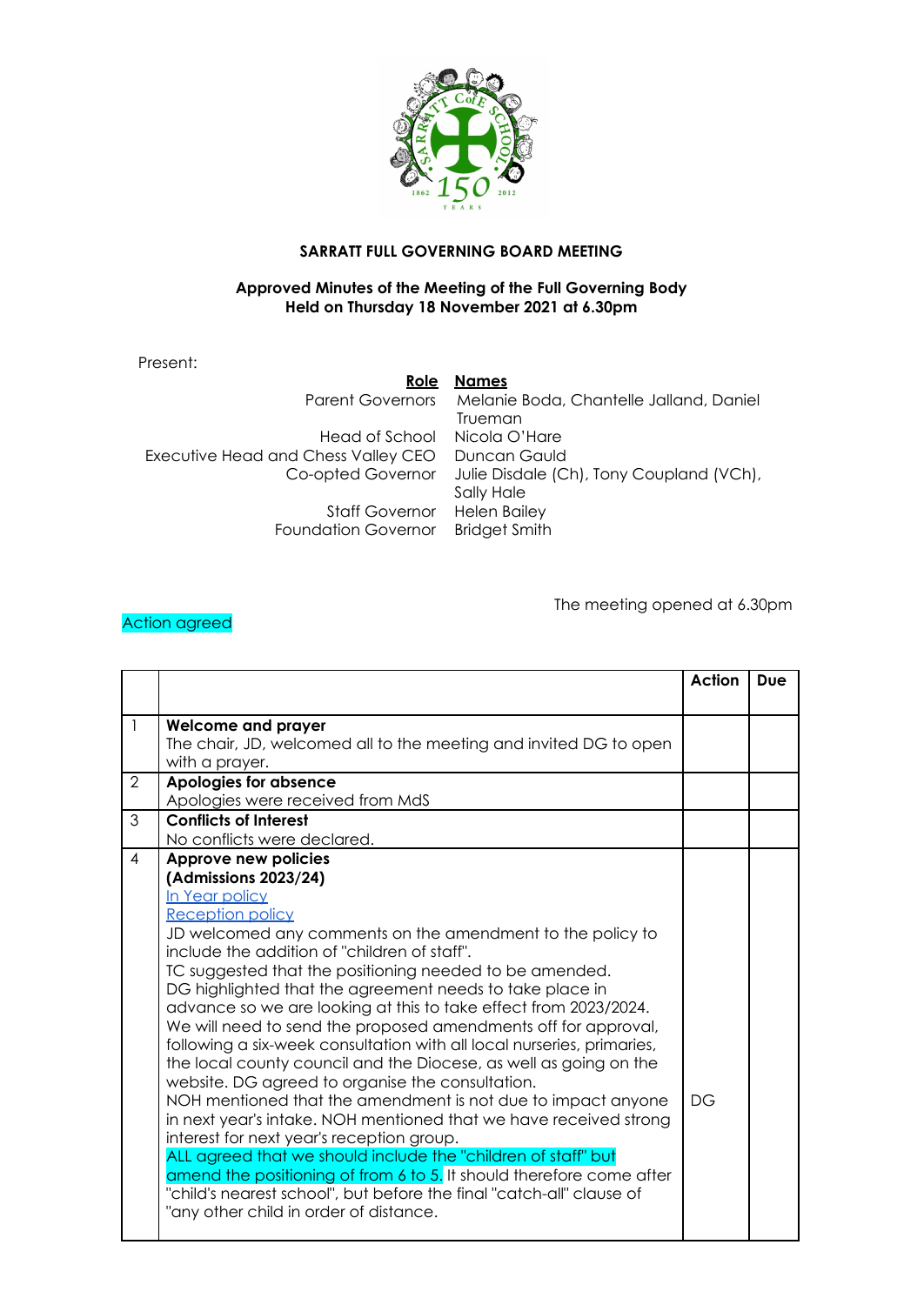**SARRATT FULL GOVERNING BOARD MEETING**

**Approved Minutes of the Meeting of the Full Governing Body**
**Held on Thursday 18 November 2021 at 6.30pm**

Present:

| Role | Names |
|---|---|
| Parent Governors | Melanie Boda, Chantelle Jalland, Daniel Trueman |
| Head of School | Nicola O'Hare |
| Executive Head and Chess Valley CEO | Duncan Gauld |
| Co-opted Governor | Julie Disdale (Ch), Tony Coupland (VCh), Sally Hale |
| Staff Governor | Helen Bailey |
| Foundation Governor | Bridget Smith |

The meeting opened at 6.30pm

Action agreed

| | | Action | Due |
|---|---|---|---|
| 1 | **Welcome and prayer**<br>The chair, JD, welcomed all to the meeting and invited DG to open with a prayer. | | |
| 2 | **Apologies for absence**<br>Apologies were received from MdS | | |
| 3 | **Conflicts of Interest**<br>No conflicts were declared. | | |
| 4 | **Approve new policies (Admissions 2023/24)**<br>In Year policy<br>Reception policy<br>JD welcomed any comments on the amendment to the policy to include the addition of "children of staff".<br>TC suggested that the positioning needed to be amended.<br>DG highlighted that the agreement needs to take place in advance so we are looking at this to take effect from 2023/2024. We will need to send the proposed amendments off for approval, following a six-week consultation with all local nurseries, primaries, the local county council and the Diocese, as well as going on the website. DG agreed to organise the consultation.<br>NOH mentioned that the amendment is not due to impact anyone in next year's intake. NOH mentioned that we have received strong interest for next year's reception group.<br>ALL agreed that we should include the "children of staff" but amend the positioning of from 6 to 5. It should therefore come after "child's nearest school", but before the final "catch-all" clause of "any other child in order of distance. | DG | |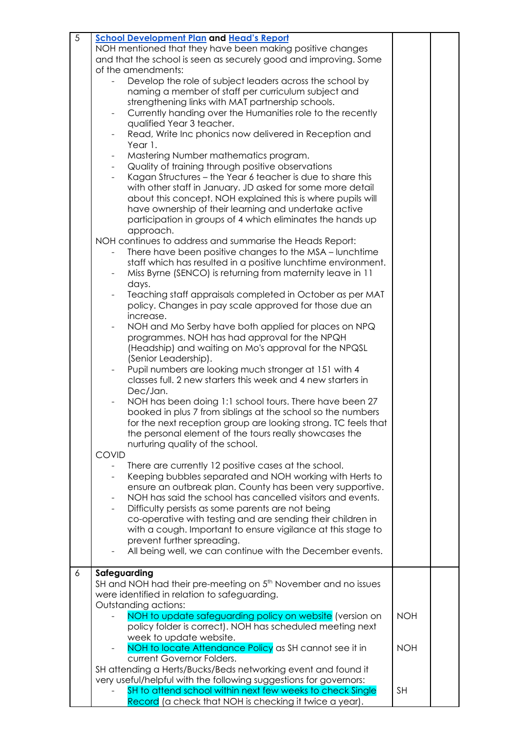| | | | |
|---|---|---|---|
| 5 | **School Development Plan and Head's Report**<br>NOH mentioned that they have been making positive changes and that the school is seen as securely good and improving. Some of the amendments:<br>- Develop the role of subject leaders across the school by naming a member of staff per curriculum subject and strengthening links with MAT partnership schools.<br>- Currently handing over the Humanities role to the recently qualified Year 3 teacher.<br>- Read, Write Inc phonics now delivered in Reception and Year 1.<br>- Mastering Number mathematics program.<br>- Quality of training through positive observations<br>- Kagan Structures – the Year 6 teacher is due to share this with other staff in January. JD asked for some more detail about this concept. NOH explained this is where pupils will have ownership of their learning and undertake active participation in groups of 4 which eliminates the hands up approach.<br>NOH continues to address and summarise the Heads Report:<br>- There have been positive changes to the MSA – lunchtime staff which has resulted in a positive lunchtime environment.<br>- Miss Byrne (SENCO) is returning from maternity leave in 11 days.<br>- Teaching staff appraisals completed in October as per MAT policy. Changes in pay scale approved for those due an increase.<br>- NOH and Mo Serby have both applied for places on NPQ programmes. NOH has had approval for the NPQH (Headship) and waiting on Mo's approval for the NPQSL (Senior Leadership).<br>- Pupil numbers are looking much stronger at 151 with 4 classes full. 2 new starters this week and 4 new starters in Dec/Jan.<br>- NOH has been doing 1:1 school tours. There have been 27 booked in plus 7 from siblings at the school so the numbers for the next reception group are looking strong. TC feels that the personal element of the tours really showcases the nurturing quality of the school.<br>COVID<br>- There are currently 12 positive cases at the school.<br>- Keeping bubbles separated and NOH working with Herts to ensure an outbreak plan. County has been very supportive.<br>- NOH has said the school has cancelled visitors and events.<br>- Difficulty persists as some parents are not being co-operative with testing and are sending their children in with a cough. Important to ensure vigilance at this stage to prevent further spreading.<br>- All being well, we can continue with the December events. | | |
| 6 | **Safeguarding**<br>SH and NOH had their pre-meeting on 5th November and no issues were identified in relation to safeguarding.<br>Outstanding actions:<br>- NOH to update safeguarding policy on website (version on policy folder is correct). NOH has scheduled meeting next week to update website.<br>- NOH to locate Attendance Policy as SH cannot see it in current Governor Folders.<br>SH attending a Herts/Bucks/Beds networking event and found it very useful/helpful with the following suggestions for governors:<br>- SH to attend school within next few weeks to check Single Record (a check that NOH is checking it twice a year). | NOH<br><br>NOH<br><br>SH | |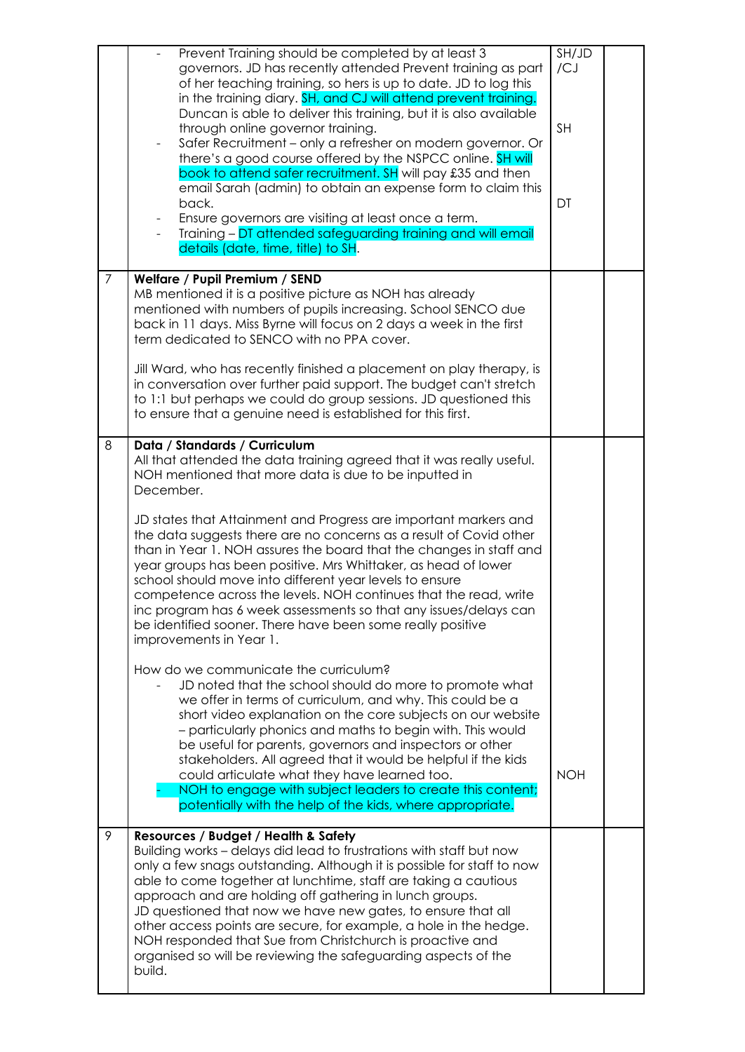| | | | |
|---|---|---|---|
| | - Prevent Training should be completed by at least 3 governors. JD has recently attended Prevent training as part of her teaching training, so hers is up to date. JD to log this in the training diary. SH, and CJ will attend prevent training. Duncan is able to deliver this training, but it is also available through online governor training.<br>- Safer Recruitment – only a refresher on modern governor. Or there's a good course offered by the NSPCC online. SH will book to attend safer recruitment. SH will pay £35 and then email Sarah (admin) to obtain an expense form to claim this back.<br>- Ensure governors are visiting at least once a term.<br>- Training – DT attended safeguarding training and will email details (date, time, title) to SH. | SH/JD/CJ<br><br>SH<br><br>DT | |
| 7 | **Welfare / Pupil Premium / SEND**<br>MB mentioned it is a positive picture as NOH has already mentioned with numbers of pupils increasing. School SENCO due back in 11 days. Miss Byrne will focus on 2 days a week in the first term dedicated to SENCO with no PPA cover.<br><br>Jill Ward, who has recently finished a placement on play therapy, is in conversation over further paid support. The budget can't stretch to 1:1 but perhaps we could do group sessions. JD questioned this to ensure that a genuine need is established for this first. | | |
| 8 | **Data / Standards / Curriculum**<br>All that attended the data training agreed that it was really useful. NOH mentioned that more data is due to be inputted in December.<br><br>JD states that Attainment and Progress are important markers and the data suggests there are no concerns as a result of Covid other than in Year 1. NOH assures the board that the changes in staff and year groups has been positive. Mrs Whittaker, as head of lower school should move into different year levels to ensure competence across the levels. NOH continues that the read, write inc program has 6 week assessments so that any issues/delays can be identified sooner. There have been some really positive improvements in Year 1.<br><br>How do we communicate the curriculum?<br>- JD noted that the school should do more to promote what we offer in terms of curriculum, and why. This could be a short video explanation on the core subjects on our website – particularly phonics and maths to begin with. This would be useful for parents, governors and inspectors or other stakeholders. All agreed that it would be helpful if the kids could articulate what they have learned too.<br>- NOH to engage with subject leaders to create this content; potentially with the help of the kids, where appropriate. | NOH | |
| 9 | **Resources / Budget / Health & Safety**<br>Building works – delays did lead to frustrations with staff but now only a few snags outstanding. Although it is possible for staff to now able to come together at lunchtime, staff are taking a cautious approach and are holding off gathering in lunch groups.<br>JD questioned that now we have new gates, to ensure that all other access points are secure, for example, a hole in the hedge. NOH responded that Sue from Christchurch is proactive and organised so will be reviewing the safeguarding aspects of the build. | | |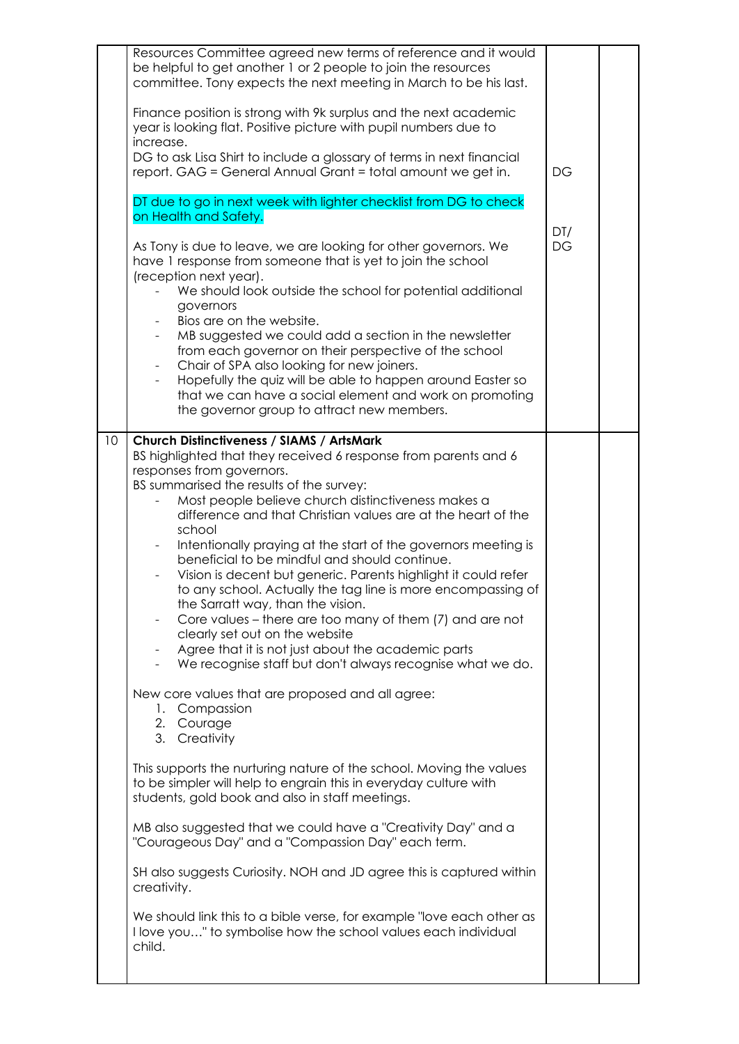| | | | |
|---|---|---|---|
| | Resources Committee agreed new terms of reference and it would be helpful to get another 1 or 2 people to join the resources committee. Tony expects the next meeting in March to be his last.<br><br>Finance position is strong with 9k surplus and the next academic year is looking flat. Positive picture with pupil numbers due to increase.<br>DG to ask Lisa Shirt to include a glossary of terms in next financial report. GAG = General Annual Grant = total amount we get in.<br><br>DT due to go in next week with lighter checklist from DG to check on Health and Safety.<br><br>As Tony is due to leave, we are looking for other governors. We have 1 response from someone that is yet to join the school (reception next year).<br>- We should look outside the school for potential additional governors<br>- Bios are on the website.<br>- MB suggested we could add a section in the newsletter from each governor on their perspective of the school<br>- Chair of SPA also looking for new joiners.<br>- Hopefully the quiz will be able to happen around Easter so that we can have a social element and work on promoting the governor group to attract new members. | DG<br><br>DT/DG | |
| 10 | **Church Distinctiveness / SIAMS / ArtsMark**<br>BS highlighted that they received 6 response from parents and 6 responses from governors.<br>BS summarised the results of the survey:<br>- Most people believe church distinctiveness makes a difference and that Christian values are at the heart of the school<br>- Intentionally praying at the start of the governors meeting is beneficial to be mindful and should continue.<br>- Vision is decent but generic. Parents highlight it could refer to any school. Actually the tag line is more encompassing of the Sarratt way, than the vision.<br>- Core values – there are too many of them (7) and are not clearly set out on the website<br>- Agree that it is not just about the academic parts<br>- We recognise staff but don't always recognise what we do.<br><br>New core values that are proposed and all agree:<br>1. Compassion<br>2. Courage<br>3. Creativity<br><br>This supports the nurturing nature of the school. Moving the values to be simpler will help to engrain this in everyday culture with students, gold book and also in staff meetings.<br><br>MB also suggested that we could have a "Creativity Day" and a "Courageous Day" and a "Compassion Day" each term.<br><br>SH also suggests Curiosity. NOH and JD agree this is captured within creativity.<br><br>We should link this to a bible verse, for example "love each other as I love you…" to symbolise how the school values each individual child. | | |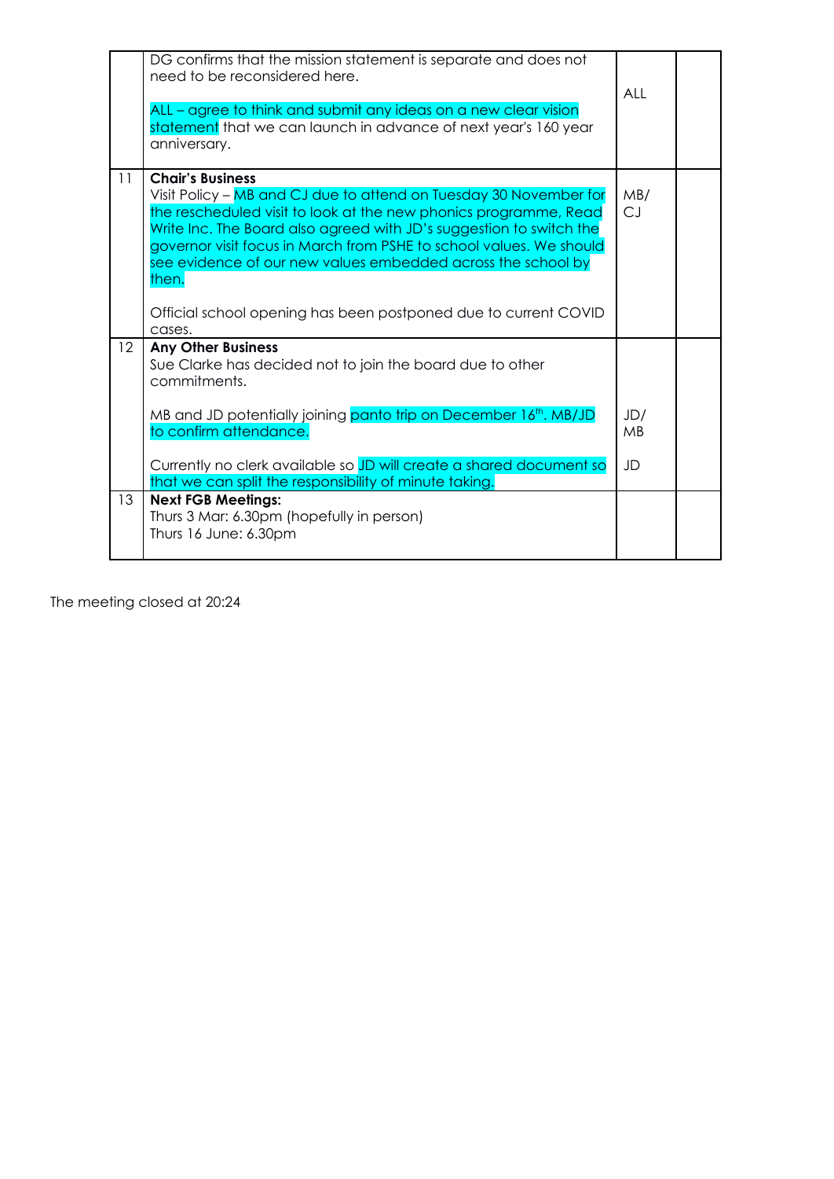| | | | |
|---|---|---|---|
| | DG confirms that the mission statement is separate and does not need to be reconsidered here.<br><br>ALL – agree to think and submit any ideas on a new clear vision statement that we can launch in advance of next year's 160 year anniversary. | ALL | |
| 11 | **Chair's Business**<br>Visit Policy – MB and CJ due to attend on Tuesday 30 November for the rescheduled visit to look at the new phonics programme, Read Write Inc. The Board also agreed with JD's suggestion to switch the governor visit focus in March from PSHE to school values. We should see evidence of our new values embedded across the school by then.<br><br>Official school opening has been postponed due to current COVID cases. | MB/ CJ | |
| 12 | **Any Other Business**<br>Sue Clarke has decided not to join the board due to other commitments.<br><br>MB and JD potentially joining panto trip on December 16th. MB/JD to confirm attendance.<br><br>Currently no clerk available so JD will create a shared document so that we can split the responsibility of minute taking. | JD/ MB<br><br>JD | |
| 13 | **Next FGB Meetings:**<br>Thurs 3 Mar: 6.30pm (hopefully in person)<br>Thurs 16 June: 6.30pm | | |

The meeting closed at 20:24